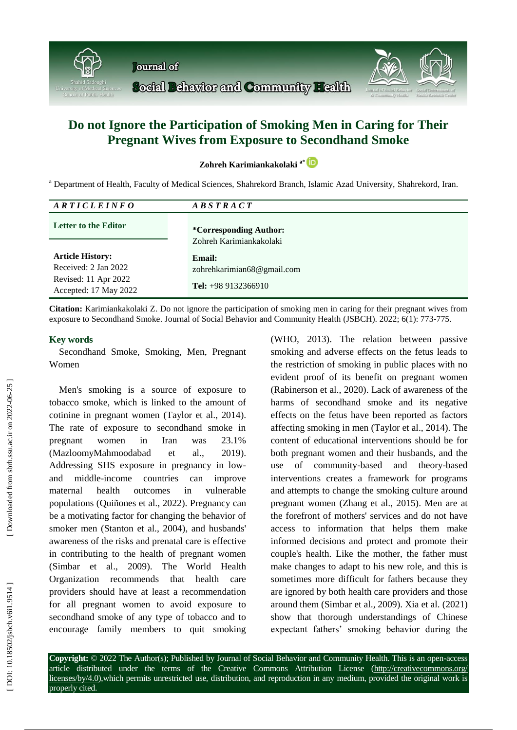# Do not Ignore the Participation of Smoking Men in Caring for Their Pregnant Wives from Exposure to Secondhand Smoke

**Zohreh Karimiankakolaki** [a*]

[a] Department of Health, Faculty of Medical Sciences, Shahrekord Branch, Islamic Azad University, Shahrekord, Iran.

| *ARTICLE INFO* | *ABSTRACT* |
|---|---|
| **Letter to the Editor** | **\*Corresponding Author:** Zohreh Karimiankakolaki |
| **Article History:** Received: 2 Jan 2022 Revised: 11 Apr 2022 Accepted: 17 May 2022 | **Email:** zohrehkarimian68@gmail.com **Tel:** +98 9132366910 |

**Citation:** Karimiankakolaki Z. Do not ignore the participation of smoking men in caring for their pregnant wives from exposure to Secondhand Smoke. Journal of Social Behavior and Community Health (JSBCH). 2022; 6(1): 773-775.

## Key words

Secondhand Smoke, Smoking, Men, Pregnant Women

Men's smoking is a source of exposure to tobacco smoke, which is linked to the amount of cotinine in pregnant women (Taylor et al., 2014). The rate of exposure to secondhand smoke in pregnant women in Iran was 23.1% (MazloomyMahmoodabad et al., 2019). Addressing SHS exposure in pregnancy in low- and middle-income countries can improve maternal health outcomes in vulnerable populations (Quiñones et al., 2022). Pregnancy can be a motivating factor for changing the behavior of smoker men (Stanton et al., 2004), and husbands' awareness of the risks and prenatal care is effective in contributing to the health of pregnant women (Simbar et al., 2009). The World Health Organization recommends that health care providers should have at least a recommendation for all pregnant women to avoid exposure to secondhand smoke of any type of tobacco and to encourage family members to quit smoking (WHO, 2013). The relation between passive smoking and adverse effects on the fetus leads to the restriction of smoking in public places with no evident proof of its benefit on pregnant women (Rabinerson et al., 2020). Lack of awareness of the harms of secondhand smoke and its negative effects on the fetus have been reported as factors affecting smoking in men (Taylor et al., 2014). The content of educational interventions should be for both pregnant women and their husbands, and the use of community-based and theory-based interventions creates a framework for programs and attempts to change the smoking culture around pregnant women (Zhang et al., 2015). Men are at the forefront of mothers' services and do not have access to information that helps them make informed decisions and protect and promote their couple's health. Like the mother, the father must make changes to adapt to his new role, and this is sometimes more difficult for fathers because they are ignored by both health care providers and those around them (Simbar et al., 2009). Xia et al. (2021) show that thorough understandings of Chinese expectant fathers' smoking behavior during the

**Copyright:** © 2022 The Author(s); Published by Journal of Social Behavior and Community Health. This is an open-access article distributed under the terms of the Creative Commons Attribution License (http://creativecommons.org/licenses/by/4.0),which permits unrestricted use, distribution, and reproduction in any medium, provided the original work is properly cited.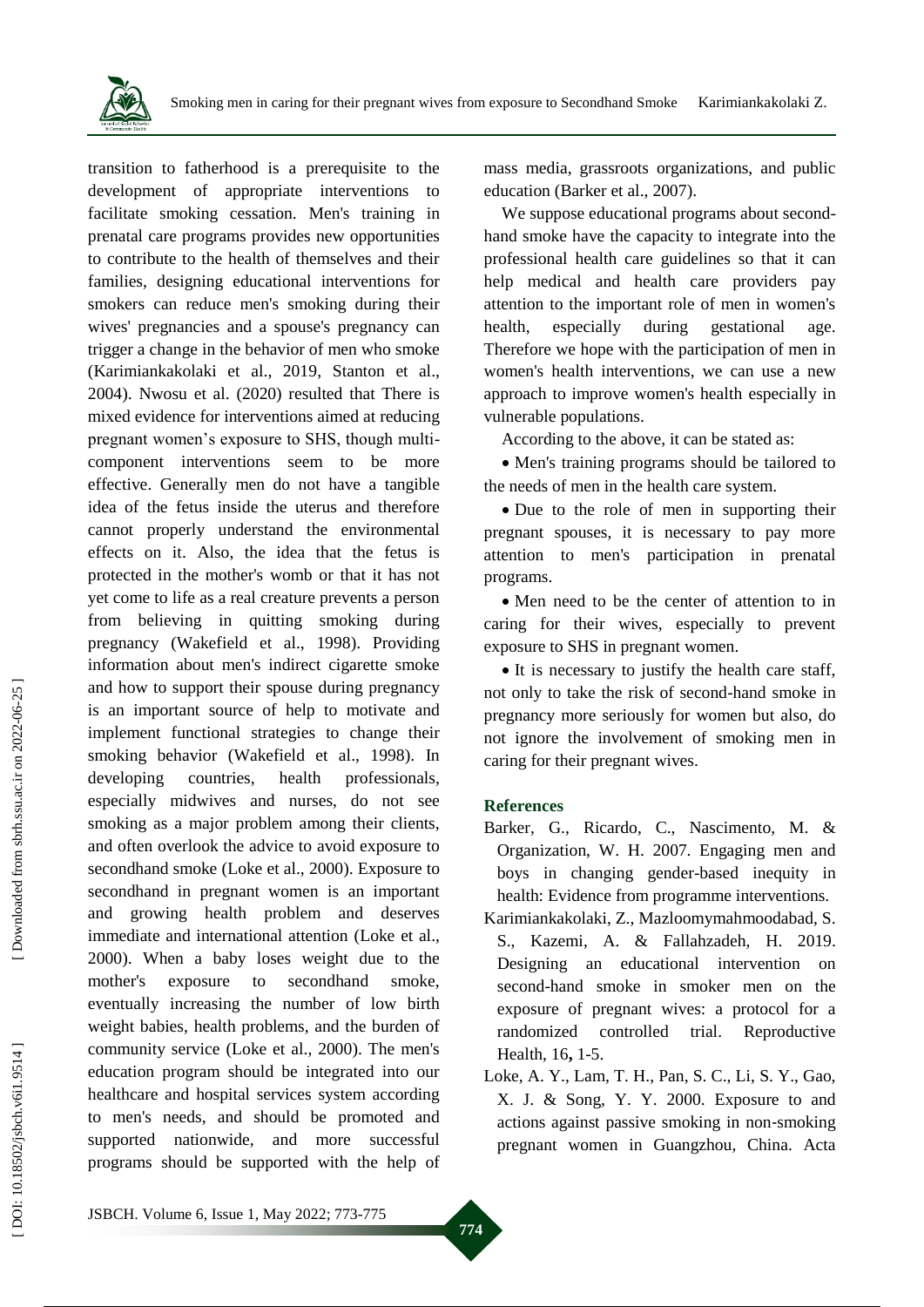transition to fatherhood is a prerequisite to the development of appropriate interventions to facilitate smoking cessation. Men's training in prenatal care programs provides new opportunities to contribute to the health of themselves and their families, designing educational interventions for smokers can reduce men's smoking during their wives' pregnancies and a spouse's pregnancy can trigger a change in the behavior of men who smoke (Karimiankakolaki et al., 2019, Stanton et al., 2004). Nwosu et al. (2020) resulted that There is mixed evidence for interventions aimed at reducing pregnant women's exposure to SHS, though multi-component interventions seem to be more effective. Generally men do not have a tangible idea of the fetus inside the uterus and therefore cannot properly understand the environmental effects on it. Also, the idea that the fetus is protected in the mother's womb or that it has not yet come to life as a real creature prevents a person from believing in quitting smoking during pregnancy (Wakefield et al., 1998). Providing information about men's indirect cigarette smoke and how to support their spouse during pregnancy is an important source of help to motivate and implement functional strategies to change their smoking behavior (Wakefield et al., 1998). In developing countries, health professionals, especially midwives and nurses, do not see smoking as a major problem among their clients, and often overlook the advice to avoid exposure to secondhand smoke (Loke et al., 2000). Exposure to secondhand in pregnant women is an important and growing health problem and deserves immediate and international attention (Loke et al., 2000). When a baby loses weight due to the mother's exposure to secondhand smoke, eventually increasing the number of low birth weight babies, health problems, and the burden of community service (Loke et al., 2000). The men's education program should be integrated into our healthcare and hospital services system according to men's needs, and should be promoted and supported nationwide, and more successful programs should be supported with the help of mass media, grassroots organizations, and public education (Barker et al., 2007).

We suppose educational programs about second-hand smoke have the capacity to integrate into the professional health care guidelines so that it can help medical and health care providers pay attention to the important role of men in women's health, especially during gestational age. Therefore we hope with the participation of men in women's health interventions, we can use a new approach to improve women's health especially in vulnerable populations.

According to the above, it can be stated as:

- Men's training programs should be tailored to the needs of men in the health care system.
- Due to the role of men in supporting their pregnant spouses, it is necessary to pay more attention to men's participation in prenatal programs.
- Men need to be the center of attention to in caring for their wives, especially to prevent exposure to SHS in pregnant women.
- It is necessary to justify the health care staff, not only to take the risk of second-hand smoke in pregnancy more seriously for women but also, do not ignore the involvement of smoking men in caring for their pregnant wives.

## References

Barker, G., Ricardo, C., Nascimento, M. & Organization, W. H. 2007. Engaging men and boys in changing gender-based inequity in health: Evidence from programme interventions.

Karimiankakolaki, Z., Mazloomymahmoodabad, S. S., Kazemi, A. & Fallahzadeh, H. 2019. Designing an educational intervention on second-hand smoke in smoker men on the exposure of pregnant wives: a protocol for a randomized controlled trial. Reproductive Health, 16**,** 1-5.

Loke, A. Y., Lam, T. H., Pan, S. C., Li, S. Y., Gao, X. J. & Song, Y. Y. 2000. Exposure to and actions against passive smoking in non-smoking pregnant women in Guangzhou, China. Acta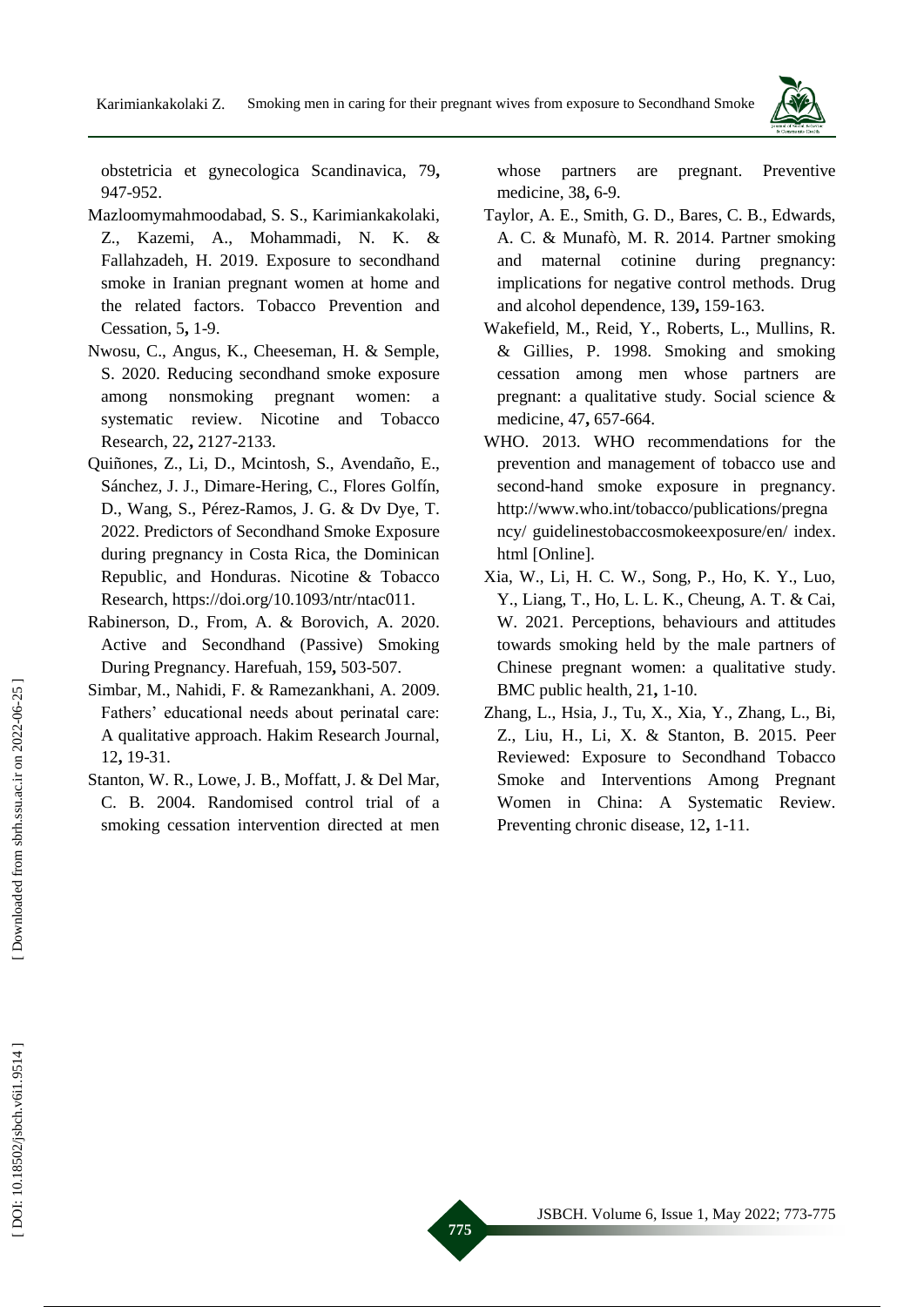obstetricia et gynecologica Scandinavica, 79**,** 947-952.

Mazloomymahmoodabad, S. S., Karimiankakolaki, Z., Kazemi, A., Mohammadi, N. K. & Fallahzadeh, H. 2019. Exposure to secondhand smoke in Iranian pregnant women at home and the related factors. Tobacco Prevention and Cessation, 5**,** 1-9.

Nwosu, C., Angus, K., Cheeseman, H. & Semple, S. 2020. Reducing secondhand smoke exposure among nonsmoking pregnant women: a systematic review. Nicotine and Tobacco Research, 22**,** 2127-2133.

Quiñones, Z., Li, D., Mcintosh, S., Avendaño, E., Sánchez, J. J., Dimare-Hering, C., Flores Golfín, D., Wang, S., Pérez-Ramos, J. G. & Dv Dye, T. 2022. Predictors of Secondhand Smoke Exposure during pregnancy in Costa Rica, the Dominican Republic, and Honduras. Nicotine & Tobacco Research, https://doi.org/10.1093/ntr/ntac011.

Rabinerson, D., From, A. & Borovich, A. 2020. Active and Secondhand (Passive) Smoking During Pregnancy. Harefuah, 159**,** 503-507.

Simbar, M., Nahidi, F. & Ramezankhani, A. 2009. Fathers' educational needs about perinatal care: A qualitative approach. Hakim Research Journal, 12**,** 19-31.

Stanton, W. R., Lowe, J. B., Moffatt, J. & Del Mar, C. B. 2004. Randomised control trial of a smoking cessation intervention directed at men whose partners are pregnant. Preventive medicine, 38**,** 6-9.

Taylor, A. E., Smith, G. D., Bares, C. B., Edwards, A. C. & Munafò, M. R. 2014. Partner smoking and maternal cotinine during pregnancy: implications for negative control methods. Drug and alcohol dependence, 139**,** 159-163.

Wakefield, M., Reid, Y., Roberts, L., Mullins, R. & Gillies, P. 1998. Smoking and smoking cessation among men whose partners are pregnant: a qualitative study. Social science & medicine, 47**,** 657-664.

WHO. 2013. WHO recommendations for the prevention and management of tobacco use and second-hand smoke exposure in pregnancy. http://www.who.int/tobacco/publications/pregnancy/ guidelinestobaccosmokeexposure/en/ index.html [Online].

Xia, W., Li, H. C. W., Song, P., Ho, K. Y., Luo, Y., Liang, T., Ho, L. L. K., Cheung, A. T. & Cai, W. 2021. Perceptions, behaviours and attitudes towards smoking held by the male partners of Chinese pregnant women: a qualitative study. BMC public health, 21**,** 1-10.

Zhang, L., Hsia, J., Tu, X., Xia, Y., Zhang, L., Bi, Z., Liu, H., Li, X. & Stanton, B. 2015. Peer Reviewed: Exposure to Secondhand Tobacco Smoke and Interventions Among Pregnant Women in China: A Systematic Review. Preventing chronic disease, 12**,** 1-11.